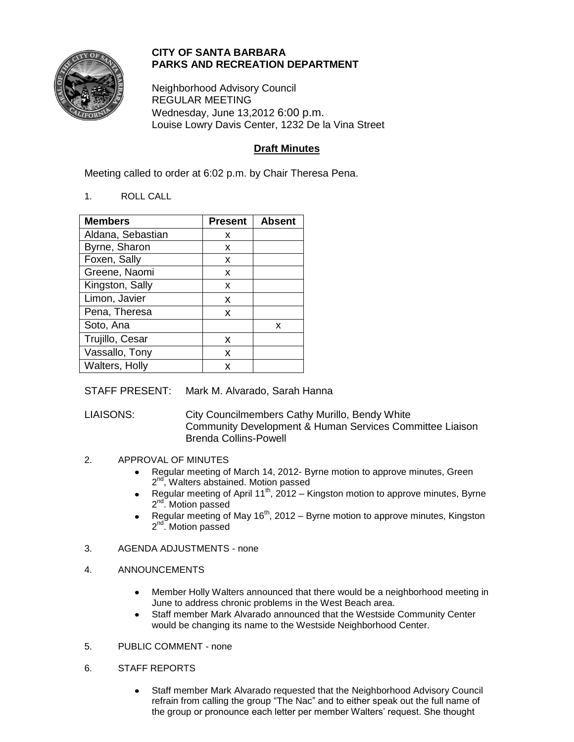**CITY OF SANTA BARBARA**
**PARKS AND RECREATION DEPARTMENT**

Neighborhood Advisory Council
REGULAR MEETING
Wednesday, June 13,2012 6:00 p.m.
Louise Lowry Davis Center, 1232 De la Vina Street

## Draft Minutes

Meeting called to order at 6:02 p.m. by Chair Theresa Pena.

1. ROLL CALL

| Members | Present | Absent |
|---|---|---|
| Aldana, Sebastian | x | |
| Byrne, Sharon | x | |
| Foxen, Sally | x | |
| Greene, Naomi | x | |
| Kingston, Sally | x | |
| Limon, Javier | x | |
| Pena, Theresa | x | |
| Soto, Ana | | x |
| Trujillo, Cesar | x | |
| Vassallo, Tony | x | |
| Walters, Holly | x | |

STAFF PRESENT: Mark M. Alvarado, Sarah Hanna

LIAISONS: City Councilmembers Cathy Murillo, Bendy White
Community Development & Human Services Committee Liaison
Brenda Collins-Powell

2. APPROVAL OF MINUTES
   - Regular meeting of March 14, 2012- Byrne motion to approve minutes, Green 2nd, Walters abstained. Motion passed
   - Regular meeting of April 11th, 2012 – Kingston motion to approve minutes, Byrne 2nd. Motion passed
   - Regular meeting of May 16th, 2012 – Byrne motion to approve minutes, Kingston 2nd. Motion passed

3. AGENDA ADJUSTMENTS - none

4. ANNOUNCEMENTS
   - Member Holly Walters announced that there would be a neighborhood meeting in June to address chronic problems in the West Beach area.
   - Staff member Mark Alvarado announced that the Westside Community Center would be changing its name to the Westside Neighborhood Center.

5. PUBLIC COMMENT - none

6. STAFF REPORTS
   - Staff member Mark Alvarado requested that the Neighborhood Advisory Council refrain from calling the group "The Nac" and to either speak out the full name of the group or pronounce each letter per member Walters' request. She thought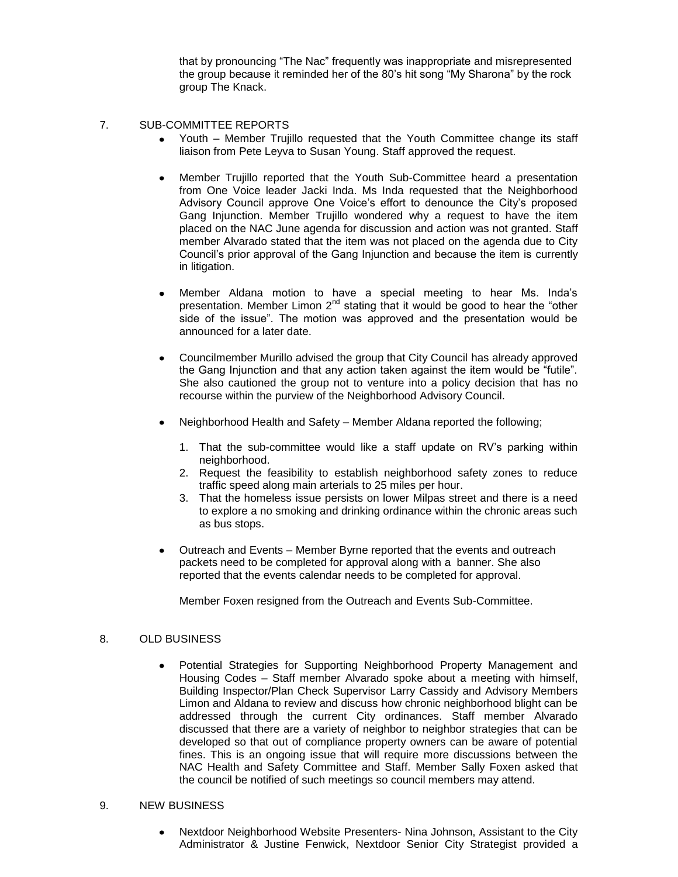that by pronouncing "The Nac" frequently was inappropriate and misrepresented the group because it reminded her of the 80's hit song "My Sharona" by the rock group The Knack.

7. SUB-COMMITTEE REPORTS

- Youth – Member Trujillo requested that the Youth Committee change its staff liaison from Pete Leyva to Susan Young. Staff approved the request.

- Member Trujillo reported that the Youth Sub-Committee heard a presentation from One Voice leader Jacki Inda. Ms Inda requested that the Neighborhood Advisory Council approve One Voice's effort to denounce the City's proposed Gang Injunction. Member Trujillo wondered why a request to have the item placed on the NAC June agenda for discussion and action was not granted. Staff member Alvarado stated that the item was not placed on the agenda due to City Council's prior approval of the Gang Injunction and because the item is currently in litigation.

- Member Aldana motion to have a special meeting to hear Ms. Inda's presentation. Member Limon 2nd stating that it would be good to hear the "other side of the issue". The motion was approved and the presentation would be announced for a later date.

- Councilmember Murillo advised the group that City Council has already approved the Gang Injunction and that any action taken against the item would be "futile". She also cautioned the group not to venture into a policy decision that has no recourse within the purview of the Neighborhood Advisory Council.

- Neighborhood Health and Safety – Member Aldana reported the following;

  1. That the sub-committee would like a staff update on RV's parking within neighborhood.
  2. Request the feasibility to establish neighborhood safety zones to reduce traffic speed along main arterials to 25 miles per hour.
  3. That the homeless issue persists on lower Milpas street and there is a need to explore a no smoking and drinking ordinance within the chronic areas such as bus stops.

- Outreach and Events – Member Byrne reported that the events and outreach packets need to be completed for approval along with a banner. She also reported that the events calendar needs to be completed for approval.

  Member Foxen resigned from the Outreach and Events Sub-Committee.

8. OLD BUSINESS

- Potential Strategies for Supporting Neighborhood Property Management and Housing Codes – Staff member Alvarado spoke about a meeting with himself, Building Inspector/Plan Check Supervisor Larry Cassidy and Advisory Members Limon and Aldana to review and discuss how chronic neighborhood blight can be addressed through the current City ordinances. Staff member Alvarado discussed that there are a variety of neighbor to neighbor strategies that can be developed so that out of compliance property owners can be aware of potential fines. This is an ongoing issue that will require more discussions between the NAC Health and Safety Committee and Staff. Member Sally Foxen asked that the council be notified of such meetings so council members may attend.

9. NEW BUSINESS

- Nextdoor Neighborhood Website Presenters- Nina Johnson, Assistant to the City Administrator & Justine Fenwick, Nextdoor Senior City Strategist provided a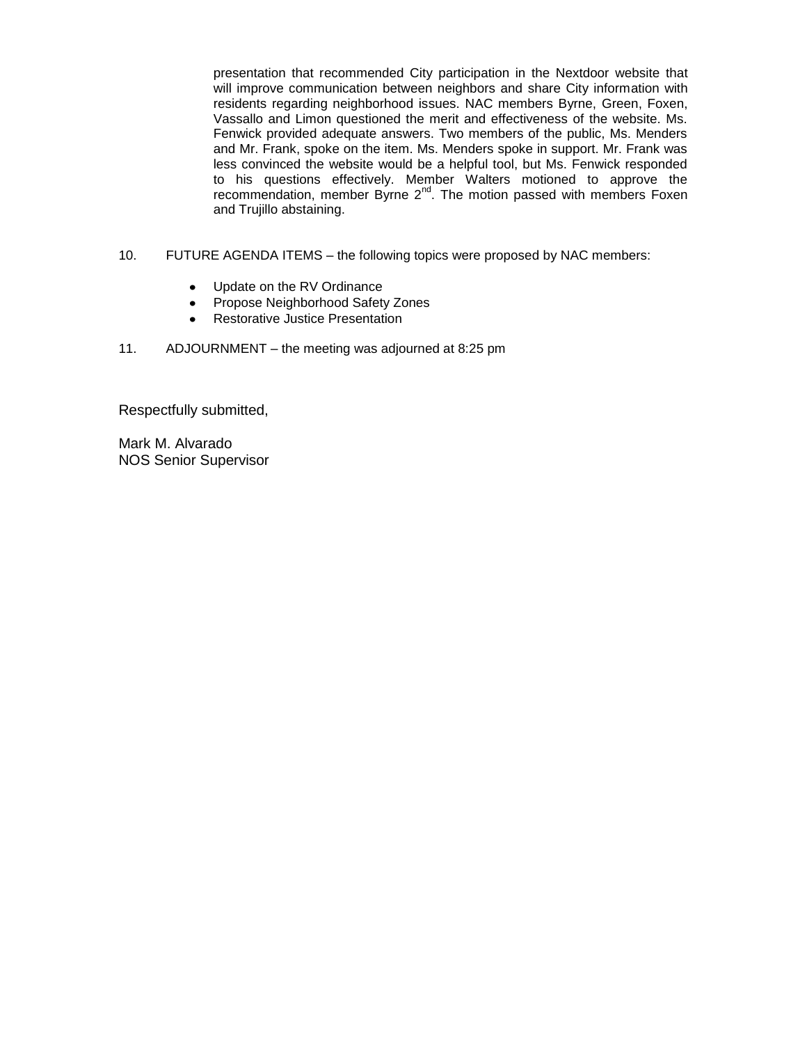presentation that recommended City participation in the Nextdoor website that will improve communication between neighbors and share City information with residents regarding neighborhood issues. NAC members Byrne, Green, Foxen, Vassallo and Limon questioned the merit and effectiveness of the website. Ms. Fenwick provided adequate answers. Two members of the public, Ms. Menders and Mr. Frank, spoke on the item. Ms. Menders spoke in support. Mr. Frank was less convinced the website would be a helpful tool, but Ms. Fenwick responded to his questions effectively. Member Walters motioned to approve the recommendation, member Byrne 2nd. The motion passed with members Foxen and Trujillo abstaining.

10. FUTURE AGENDA ITEMS – the following topics were proposed by NAC members:

- Update on the RV Ordinance
- Propose Neighborhood Safety Zones
- Restorative Justice Presentation

11. ADJOURNMENT – the meeting was adjourned at 8:25 pm

Respectfully submitted,

Mark M. Alvarado
NOS Senior Supervisor